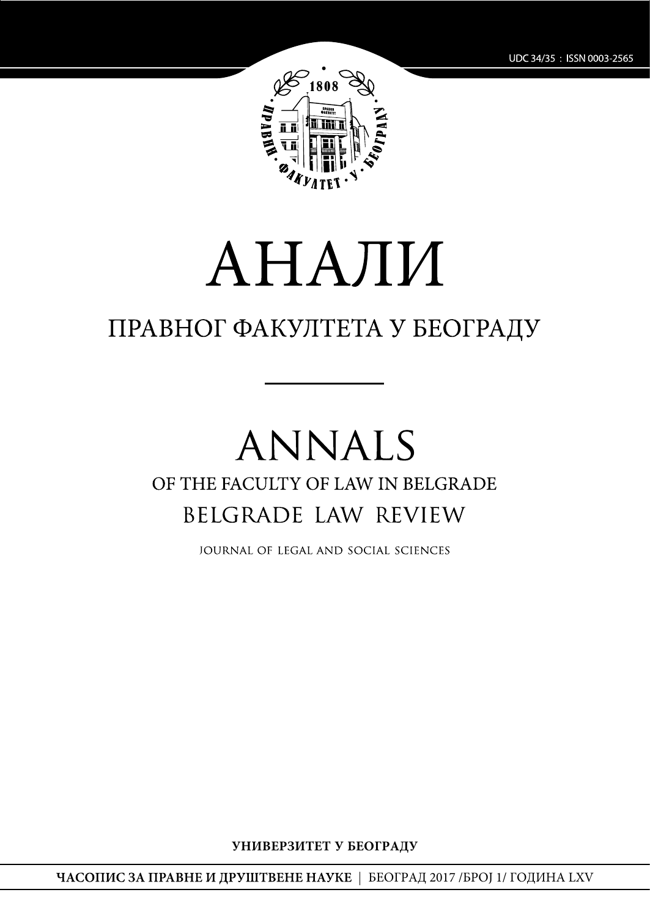UDC 34/35 : ISSN 0003-2565

# АНАЛИ

## ПРАВНОГ ФАКУЛТЕТА У БЕОГРАДУ

---

# ANNALS

## OF THE FACULTY OF LAW IN BELGRADE

## BELGRADE LAW REVIEW

JOURNAL OF LEGAL AND SOCIAL SCIENCES

**УНИВЕРЗИТЕТ У БЕОГРАДУ**

**ЧАСОПИС ЗА ПРАВНЕ И ДРУШТВЕНЕ НАУКЕ** | БЕОГРАД 2017 /БРОЈ 1/ ГОДИНА LXV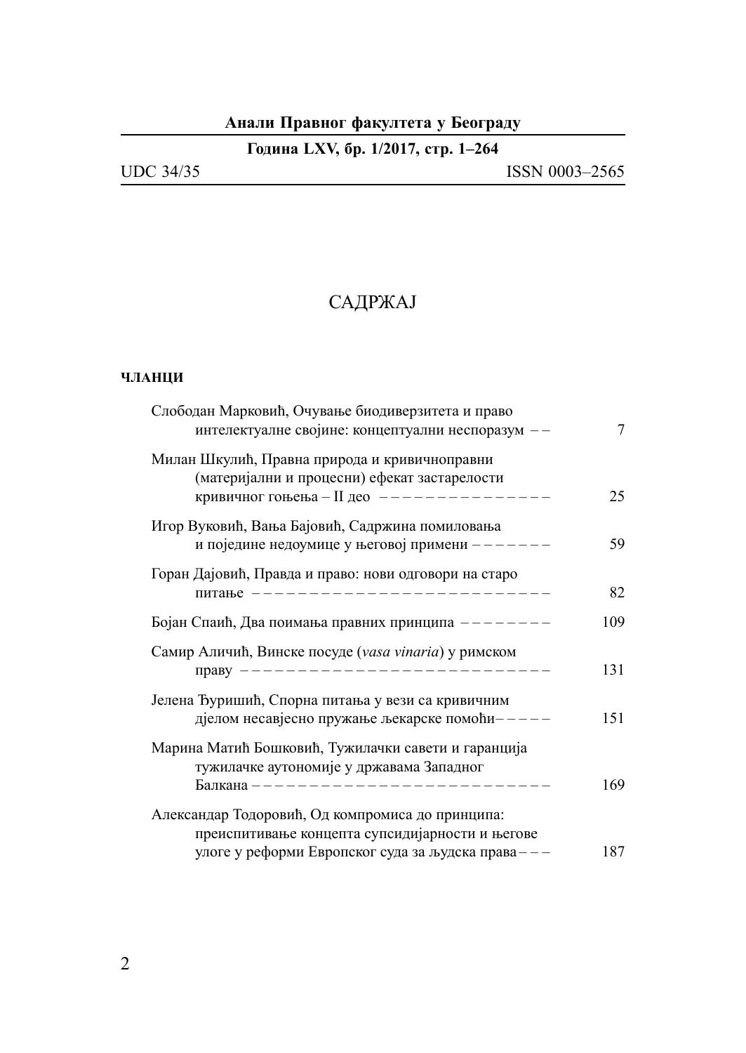# САДРЖАЈ

**ЧЛАНЦИ**

Слободан Марковић, Очување биодиверзитета и право интелектуалне својине: концептуални неспоразум – – 7

Милан Шкулић, Правна природа и кривичноправни (материјални и процесни) ефекат застарелости кривичног гоњења – II део – – – – – – – – – – – – – – – 25

Игор Вуковић, Вања Бајовић, Садржина помиловања и поједине недоумице у његовој примени – – – – – – – 59

Горан Дајовић, Правда и право: нови одговори на старо питање – – – – – – – – – – – – – – – – – – – – – – – – – – – 82

Бојан Спаић, Два поимања правних принципа – – – – – – – – 109

Самир Аличић, Винске посуде (*vasa vinaria*) у римском праву – – – – – – – – – – – – – – – – – – – – – – – – – – – 131

Јелена Ђуришић, Спорна питања у вези са кривичним дјелом несавјесно пружање љекарске помоћи– – – – – 151

Марина Матић Бошковић, Тужилачки савети и гаранција тужилачке аутономије у државама Западног Балкана – – – – – – – – – – – – – – – – – – – – – – – – – – 169

Александар Тодоровић, Од компромиса до принципа: преиспитивање концепта супсидијарности и његове улоге у реформи Европског суда за људска права – – – 187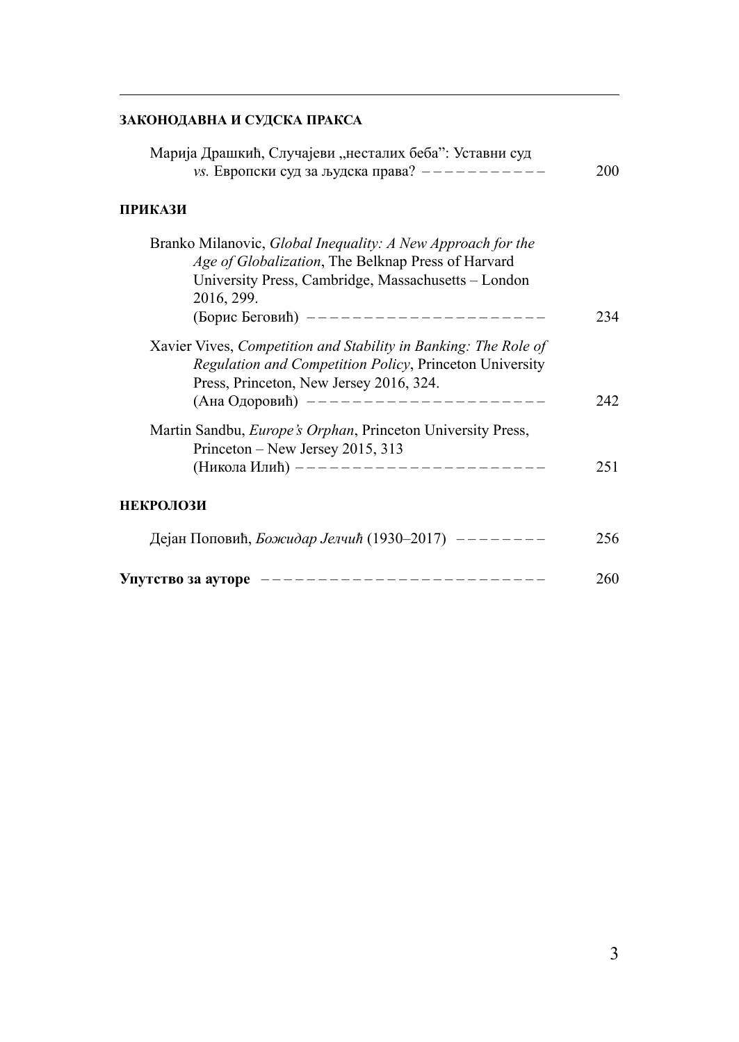**ЗАКОНОДАВНА И СУДСКА ПРАКСА**

Марија Драшкић, Случајеви „несталих беба": Уставни суд *vs.* Европски суд за људска права? – – – – – – – – – – – 200

**ПРИКАЗИ**

Branko Milanovic, *Global Inequality: A New Approach for the Age of Globalization*, The Belknap Press of Harvard University Press, Cambridge, Massachusetts – London 2016, 299.
(Борис Беговић) – – – – – – – – – – – – – – – – – – – – – 234

Xavier Vives, *Competition and Stability in Banking: The Role of Regulation and Competition Policy*, Princeton University Press, Princeton, New Jersey 2016, 324.
(Ана Одоровић) – – – – – – – – – – – – – – – – – – – – – 242

Martin Sandbu, *Europe's Orphan*, Princeton University Press, Princeton – New Jersey 2015, 313
(Никола Илић) – – – – – – – – – – – – – – – – – – – – – – 251

**НЕКРОЛОЗИ**

Дејан Поповић, *Божидар Јелчић* (1930–2017) – – – – – – – – 256

**Упутство за ауторе** – – – – – – – – – – – – – – – – – – – – – – – – – 260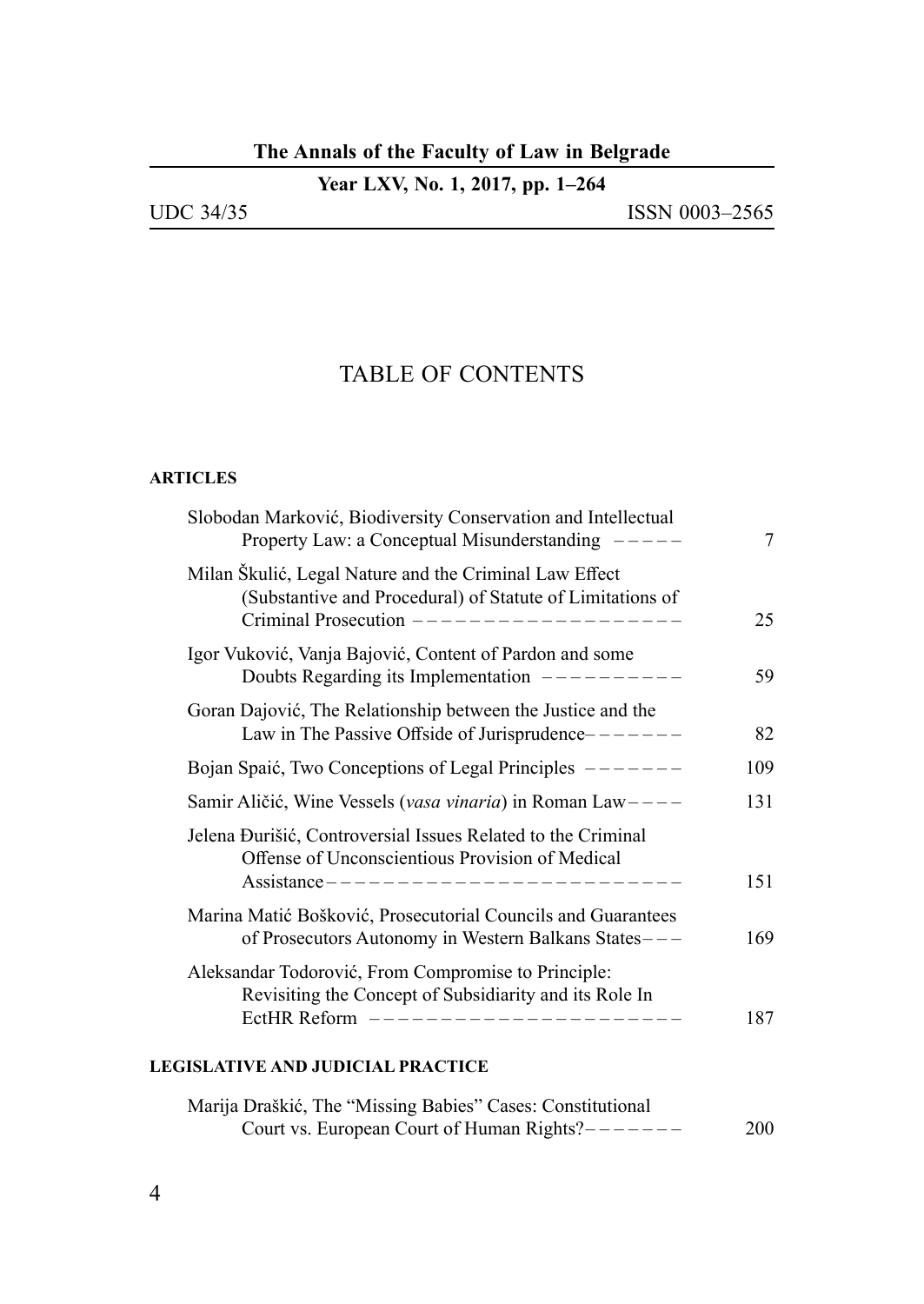**The Annals of the Faculty of Law in Belgrade**

**Year LXV, No. 1, 2017, pp. 1–264**

UDC 34/35 ISSN 0003–2565

# TABLE OF CONTENTS

**ARTICLES**

Slobodan Marković, Biodiversity Conservation and Intellectual Property Law: a Conceptual Misunderstanding – – – – – 7

Milan Škulić, Legal Nature and the Criminal Law Effect (Substantive and Procedural) of Statute of Limitations of Criminal Prosecution – – – – – – – – – – – – – – – – – – – 25

Igor Vuković, Vanja Bajović, Content of Pardon and some Doubts Regarding its Implementation – – – – – – – – – – 59

Goran Dajović, The Relationship between the Justice and the Law in The Passive Offside of Jurisprudence– – – – – – – 82

Bojan Spaić, Two Conceptions of Legal Principles – – – – – – – 109

Samir Aličić, Wine Vessels (*vasa vinaria*) in Roman Law– – – – 131

Jelena Đurišić, Controversial Issues Related to the Criminal Offense of Unconscientious Provision of Medical Assistance– – – – – – – – – – – – – – – – – – – – – – – – – – 151

Marina Matić Bošković, Prosecutorial Councils and Guarantees of Prosecutors Autonomy in Western Balkans States– – – 169

Aleksandar Todorović, From Compromise to Principle: Revisiting the Concept of Subsidiarity and its Role In EctHR Reform – – – – – – – – – – – – – – – – – – – – – – 187

**LEGISLATIVE AND JUDICIAL PRACTICE**

Marija Draškić, The “Missing Babies” Cases: Constitutional Court vs. European Court of Human Rights?– – – – – – – 200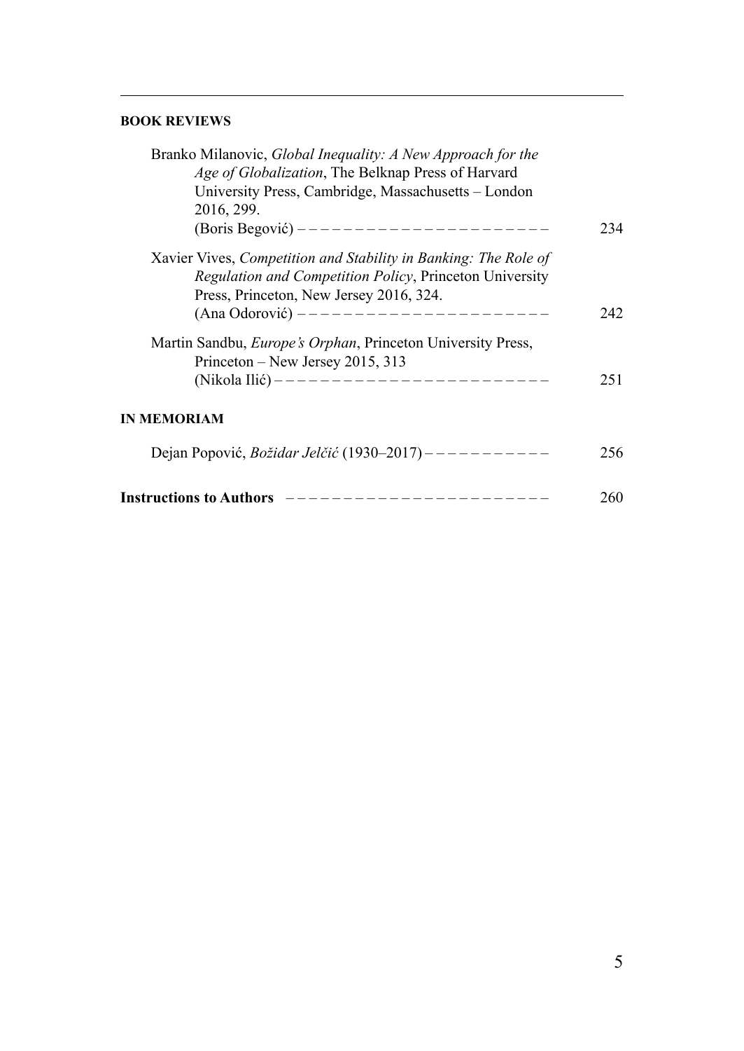**BOOK REVIEWS**

Branko Milanovic, *Global Inequality: A New Approach for the Age of Globalization*, The Belknap Press of Harvard University Press, Cambridge, Massachusetts – London 2016, 299.
(Boris Begović) – – – – – – – – – – – – – – – – – – – – – – 234

Xavier Vives, *Competition and Stability in Banking: The Role of Regulation and Competition Policy*, Princeton University Press, Princeton, New Jersey 2016, 324.
(Ana Odorović) – – – – – – – – – – – – – – – – – – – – – – 242

Martin Sandbu, *Europe's Orphan*, Princeton University Press, Princeton – New Jersey 2015, 313
(Nikola Ilić) – – – – – – – – – – – – – – – – – – – – – – – – 251

**IN MEMORIAM**

Dejan Popović, *Božidar Jelčić* (1930–2017) – – – – – – – – – – – 256

**Instructions to Authors** – – – – – – – – – – – – – – – – – – – – – – – 260